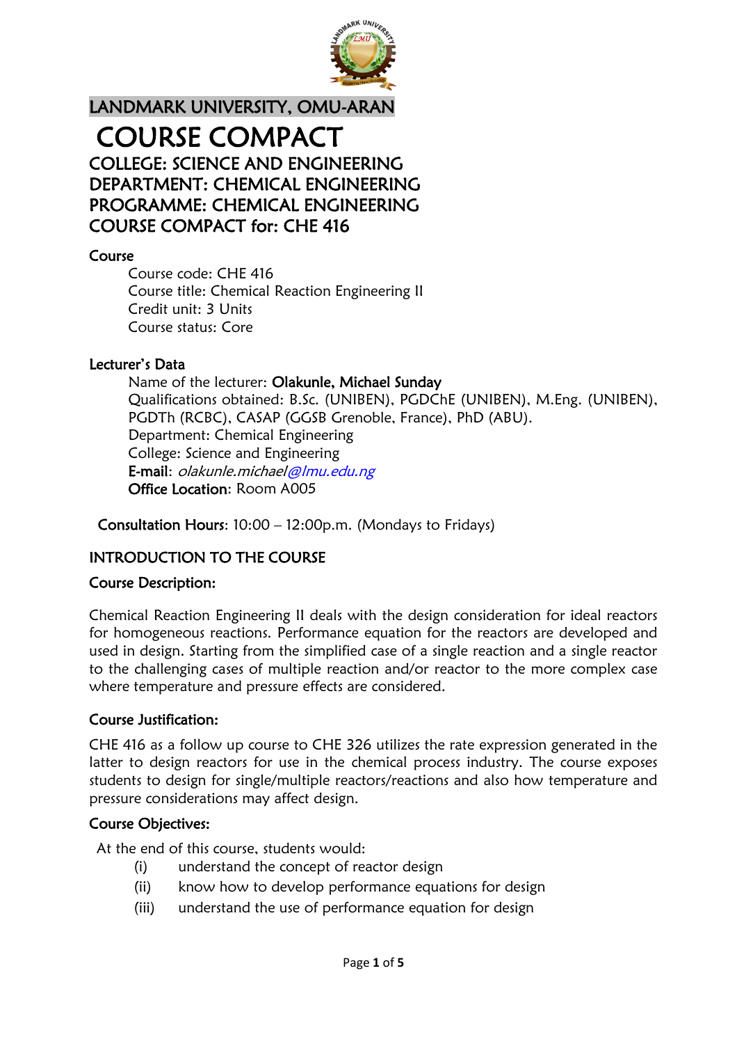# LANDMARK UNIVERSITY, OMU-ARAN

# COURSE COMPACT

## COLLEGE: SCIENCE AND ENGINEERING
## DEPARTMENT: CHEMICAL ENGINEERING
## PROGRAMME: CHEMICAL ENGINEERING
## COURSE COMPACT for: CHE 416

### Course

Course code: CHE 416
Course title: Chemical Reaction Engineering II
Credit unit: 3 Units
Course status: Core

### Lecturer's Data

Name of the lecturer: **Olakunle, Michael Sunday**
Qualifications obtained: B.Sc. (UNIBEN), PGDChE (UNIBEN), M.Eng. (UNIBEN), PGDTh (RCBC), CASAP (GGSB Grenoble, France), PhD (ABU).
Department: Chemical Engineering
College: Science and Engineering
**E-mail**: *olakunle.michael@lmu.edu.ng*
**Office Location**: Room A005

**Consultation Hours**: 10:00 – 12:00p.m. (Mondays to Fridays)

### INTRODUCTION TO THE COURSE

### Course Description:

Chemical Reaction Engineering II deals with the design consideration for ideal reactors for homogeneous reactions. Performance equation for the reactors are developed and used in design. Starting from the simplified case of a single reaction and a single reactor to the challenging cases of multiple reaction and/or reactor to the more complex case where temperature and pressure effects are considered.

### Course Justification:

CHE 416 as a follow up course to CHE 326 utilizes the rate expression generated in the latter to design reactors for use in the chemical process industry. The course exposes students to design for single/multiple reactors/reactions and also how temperature and pressure considerations may affect design.

### Course Objectives:

At the end of this course, students would:

(i) understand the concept of reactor design
(ii) know how to develop performance equations for design
(iii) understand the use of performance equation for design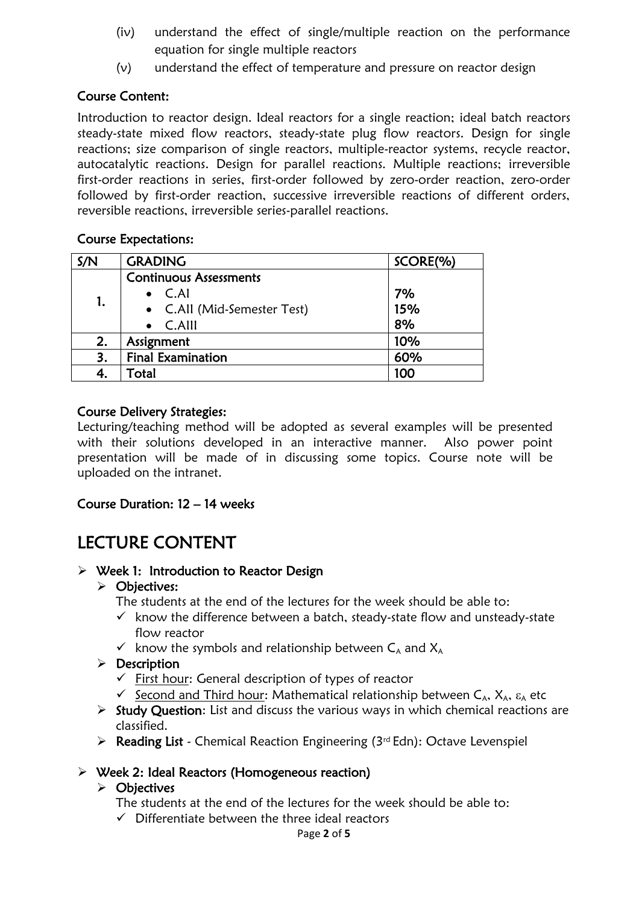(iv) understand the effect of single/multiple reaction on the performance equation for single multiple reactors

(v) understand the effect of temperature and pressure on reactor design

**Course Content:**

Introduction to reactor design. Ideal reactors for a single reaction; ideal batch reactors steady-state mixed flow reactors, steady-state plug flow reactors. Design for single reactions; size comparison of single reactors, multiple-reactor systems, recycle reactor, autocatalytic reactions. Design for parallel reactions. Multiple reactions; irreversible first-order reactions in series, first-order followed by zero-order reaction, zero-order followed by first-order reaction, successive irreversible reactions of different orders, reversible reactions, irreversible series-parallel reactions.

**Course Expectations:**

| S/N | GRADING | SCORE(%) |
|---|---|---|
| 1. | **Continuous Assessments** | |
| | • C.AI | 7% |
| | • C.AII (Mid-Semester Test) | 15% |
| | • C.AIII | 8% |
| 2. | Assignment | 10% |
| 3. | Final Examination | 60% |
| 4. | Total | 100 |

**Course Delivery Strategies:**

Lecturing/teaching method will be adopted as several examples will be presented with their solutions developed in an interactive manner. Also power point presentation will be made of in discussing some topics. Course note will be uploaded on the intranet.

**Course Duration: 12 – 14 weeks**

# LECTURE CONTENT

- **Week 1: Introduction to Reactor Design**
  - **Objectives:**

    The students at the end of the lectures for the week should be able to:
    - ✓ know the difference between a batch, steady-state flow and unsteady-state flow reactor
    - ✓ know the symbols and relationship between $C_A$ and $X_A$
  - **Description**
    - ✓ First hour: General description of types of reactor
    - ✓ Second and Third hour: Mathematical relationship between $C_A$, $X_A$, $\varepsilon_A$ etc
  - **Study Question**: List and discuss the various ways in which chemical reactions are classified.
  - **Reading List** - Chemical Reaction Engineering (3rd Edn): Octave Levenspiel

- **Week 2: Ideal Reactors (Homogeneous reaction)**
  - **Objectives**

    The students at the end of the lectures for the week should be able to:
    - ✓ Differentiate between the three ideal reactors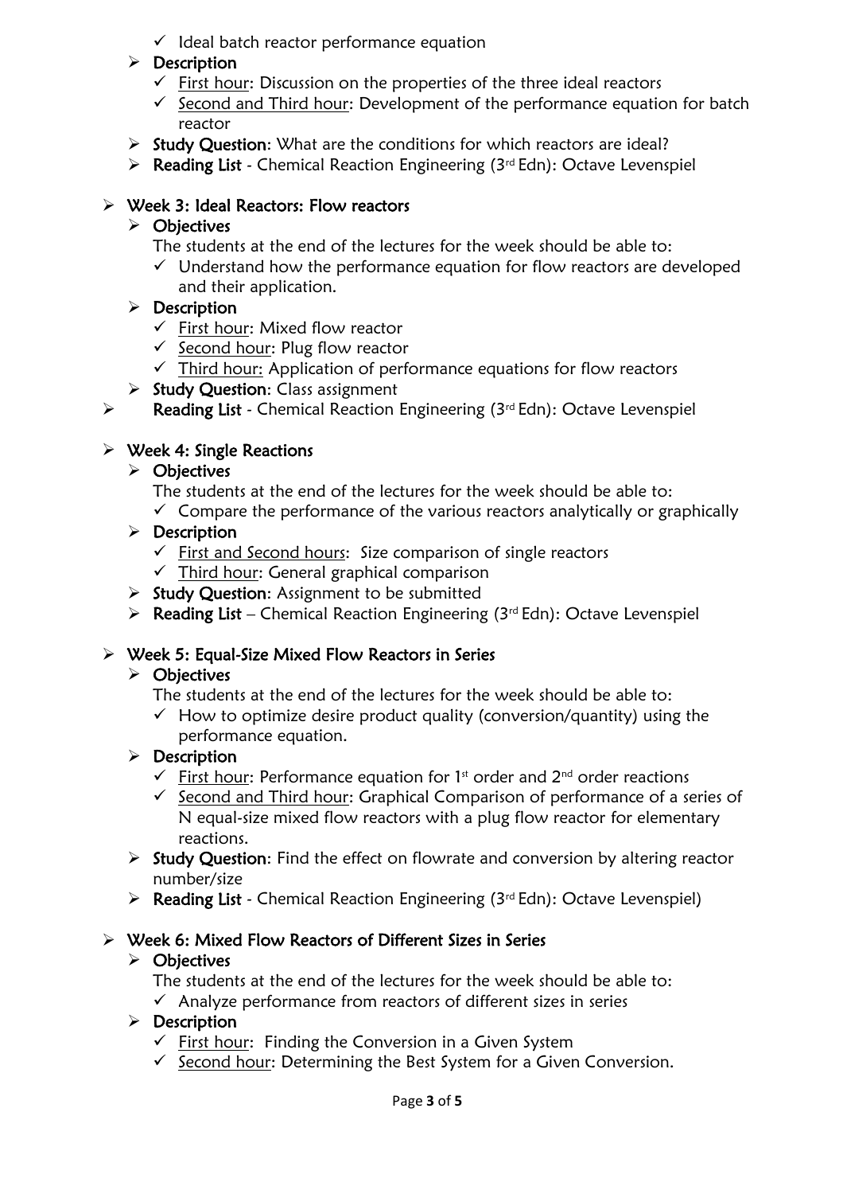- ✓ Ideal batch reactor performance equation
- **Description**
  - ✓ First hour: Discussion on the properties of the three ideal reactors
  - ✓ Second and Third hour: Development of the performance equation for batch reactor
- **Study Question**: What are the conditions for which reactors are ideal?
- **Reading List** - Chemical Reaction Engineering (3rd Edn): Octave Levenspiel

## Week 3: Ideal Reactors: Flow reactors

- **Objectives**

  The students at the end of the lectures for the week should be able to:
  - ✓ Understand how the performance equation for flow reactors are developed and their application.
- **Description**
  - ✓ First hour: Mixed flow reactor
  - ✓ Second hour: Plug flow reactor
  - ✓ Third hour: Application of performance equations for flow reactors
- **Study Question**: Class assignment
- **Reading List** - Chemical Reaction Engineering (3rd Edn): Octave Levenspiel

## Week 4: Single Reactions

- **Objectives**

  The students at the end of the lectures for the week should be able to:
  - ✓ Compare the performance of the various reactors analytically or graphically
- **Description**
  - ✓ First and Second hours: Size comparison of single reactors
  - ✓ Third hour: General graphical comparison
- **Study Question**: Assignment to be submitted
- **Reading List** – Chemical Reaction Engineering (3rd Edn): Octave Levenspiel

## Week 5: Equal-Size Mixed Flow Reactors in Series

- **Objectives**

  The students at the end of the lectures for the week should be able to:
  - ✓ How to optimize desire product quality (conversion/quantity) using the performance equation.
- **Description**
  - ✓ First hour: Performance equation for 1st order and 2nd order reactions
  - ✓ Second and Third hour: Graphical Comparison of performance of a series of N equal-size mixed flow reactors with a plug flow reactor for elementary reactions.
- **Study Question**: Find the effect on flowrate and conversion by altering reactor number/size
- **Reading List** - Chemical Reaction Engineering (3rd Edn): Octave Levenspiel)

## Week 6: Mixed Flow Reactors of Different Sizes in Series

- **Objectives**

  The students at the end of the lectures for the week should be able to:
  - ✓ Analyze performance from reactors of different sizes in series
- **Description**
  - ✓ First hour: Finding the Conversion in a Given System
  - ✓ Second hour: Determining the Best System for a Given Conversion.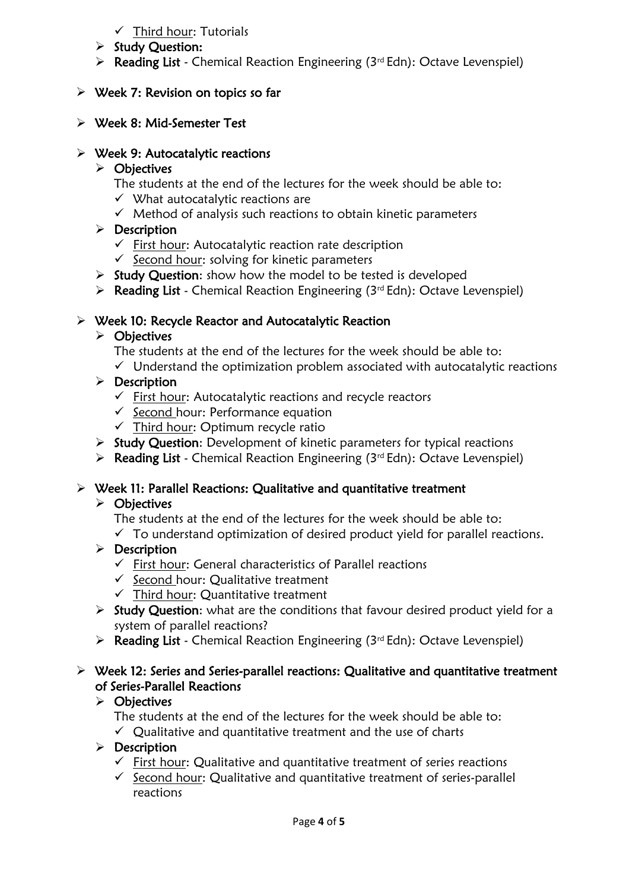- ✓ Third hour: Tutorials
- **Study Question:**
- **Reading List** - Chemical Reaction Engineering (3rd Edn): Octave Levenspiel)

- **Week 7: Revision on topics so far**

- **Week 8: Mid-Semester Test**

- **Week 9: Autocatalytic reactions**
  - **Objectives**

    The students at the end of the lectures for the week should be able to:
    - ✓ What autocatalytic reactions are
    - ✓ Method of analysis such reactions to obtain kinetic parameters
  - **Description**
    - ✓ First hour: Autocatalytic reaction rate description
    - ✓ Second hour: solving for kinetic parameters
  - **Study Question**: show how the model to be tested is developed
  - **Reading List** - Chemical Reaction Engineering (3rd Edn): Octave Levenspiel)

- **Week 10: Recycle Reactor and Autocatalytic Reaction**
  - **Objectives**

    The students at the end of the lectures for the week should be able to:
    - ✓ Understand the optimization problem associated with autocatalytic reactions
  - **Description**
    - ✓ First hour: Autocatalytic reactions and recycle reactors
    - ✓ Second hour: Performance equation
    - ✓ Third hour: Optimum recycle ratio
  - **Study Question**: Development of kinetic parameters for typical reactions
  - **Reading List** - Chemical Reaction Engineering (3rd Edn): Octave Levenspiel)

- **Week 11: Parallel Reactions: Qualitative and quantitative treatment**
  - **Objectives**

    The students at the end of the lectures for the week should be able to:
    - ✓ To understand optimization of desired product yield for parallel reactions.
  - **Description**
    - ✓ First hour: General characteristics of Parallel reactions
    - ✓ Second hour: Qualitative treatment
    - ✓ Third hour: Quantitative treatment
  - **Study Question**: what are the conditions that favour desired product yield for a system of parallel reactions?
  - **Reading List** - Chemical Reaction Engineering (3rd Edn): Octave Levenspiel)

- **Week 12: Series and Series-parallel reactions: Qualitative and quantitative treatment of Series-Parallel Reactions**
  - **Objectives**

    The students at the end of the lectures for the week should be able to:
    - ✓ Qualitative and quantitative treatment and the use of charts
  - **Description**
    - ✓ First hour: Qualitative and quantitative treatment of series reactions
    - ✓ Second hour: Qualitative and quantitative treatment of series-parallel reactions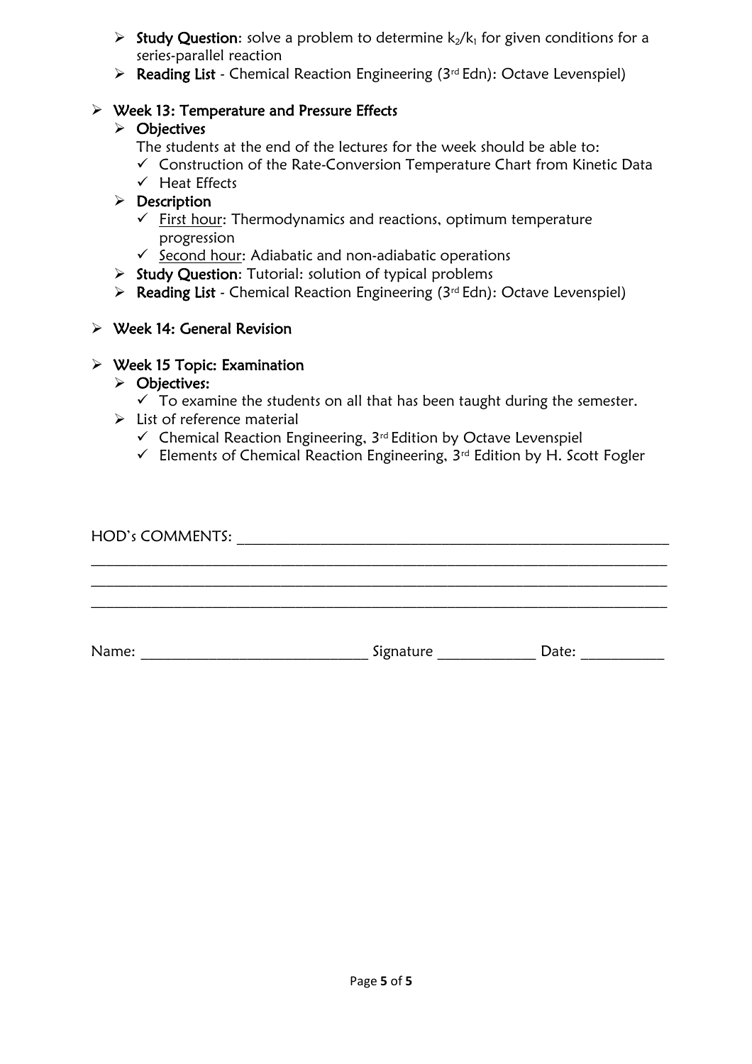- **Study Question**: solve a problem to determine $k_2/k_1$ for given conditions for a series-parallel reaction
- **Reading List** - Chemical Reaction Engineering (3rd Edn): Octave Levenspiel)

- **Week 13: Temperature and Pressure Effects**
  - **Objectives**

    The students at the end of the lectures for the week should be able to:
    - Construction of the Rate-Conversion Temperature Chart from Kinetic Data
    - Heat Effects
  - **Description**
    - First hour: Thermodynamics and reactions, optimum temperature progression
    - Second hour: Adiabatic and non-adiabatic operations
  - **Study Question**: Tutorial: solution of typical problems
  - **Reading List** - Chemical Reaction Engineering (3rd Edn): Octave Levenspiel)

- **Week 14: General Revision**

- **Week 15 Topic: Examination**
  - **Objectives:**
    - To examine the students on all that has been taught during the semester.
  - List of reference material
    - Chemical Reaction Engineering, 3rd Edition by Octave Levenspiel
    - Elements of Chemical Reaction Engineering, 3rd Edition by H. Scott Fogler

HOD's COMMENTS: ____________________________________________________________

______________________________________________________________________________

______________________________________________________________________________

______________________________________________________________________________

Name: ______________________________ Signature _____________ Date: ___________